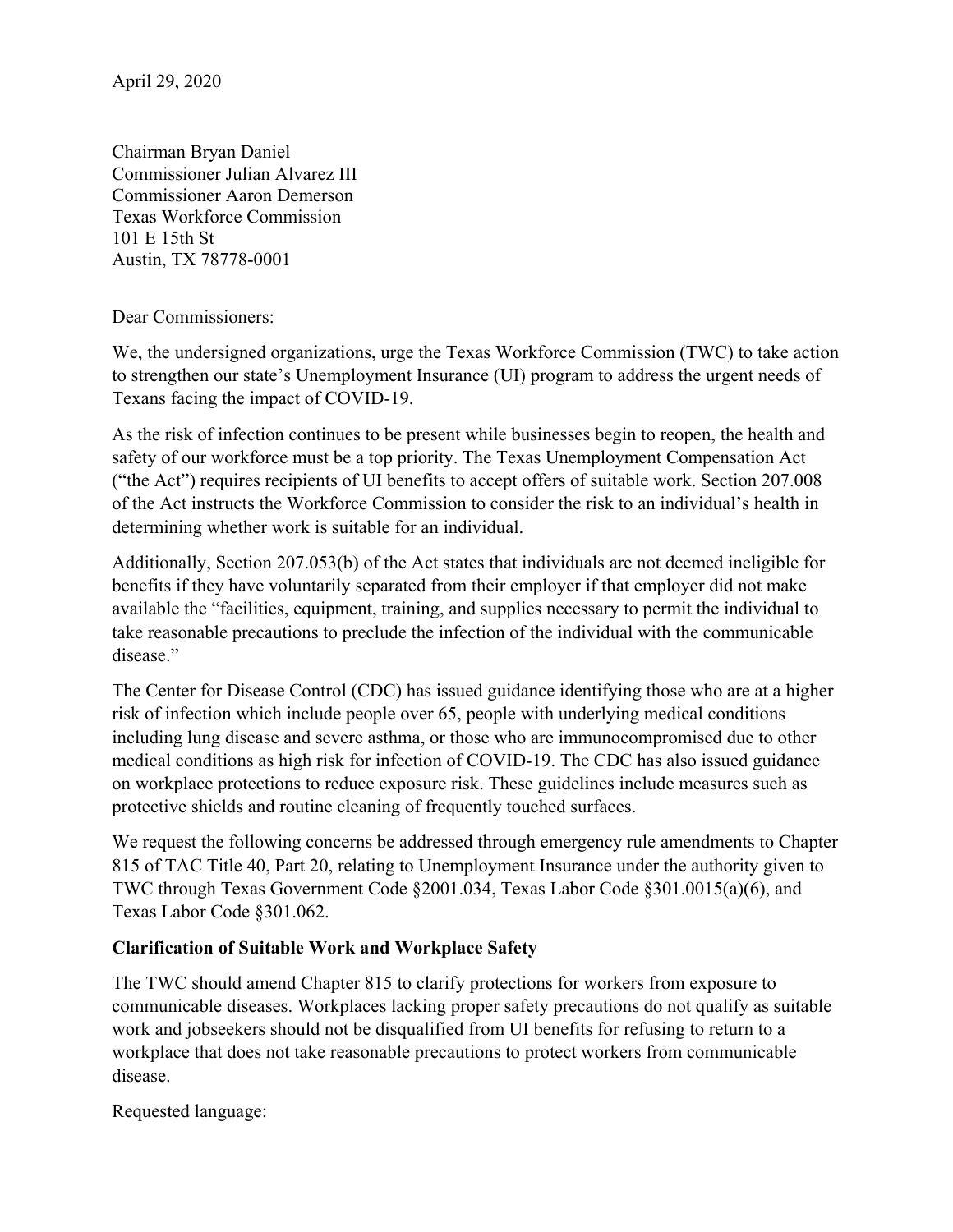April 29, 2020

Chairman Bryan Daniel  
Commissioner Julian Alvarez III  
Commissioner Aaron Demerson  
Texas Workforce Commission  
101 E 15th St  
Austin, TX 78778-0001

Dear Commissioners:

We, the undersigned organizations, urge the Texas Workforce Commission (TWC) to take action to strengthen our state's Unemployment Insurance (UI) program to address the urgent needs of Texans facing the impact of COVID-19.

As the risk of infection continues to be present while businesses begin to reopen, the health and safety of our workforce must be a top priority. The Texas Unemployment Compensation Act ("the Act") requires recipients of UI benefits to accept offers of suitable work. Section 207.008 of the Act instructs the Workforce Commission to consider the risk to an individual's health in determining whether work is suitable for an individual.

Additionally, Section 207.053(b) of the Act states that individuals are not deemed ineligible for benefits if they have voluntarily separated from their employer if that employer did not make available the "facilities, equipment, training, and supplies necessary to permit the individual to take reasonable precautions to preclude the infection of the individual with the communicable disease."

The Center for Disease Control (CDC) has issued guidance identifying those who are at a higher risk of infection which include people over 65, people with underlying medical conditions including lung disease and severe asthma, or those who are immunocompromised due to other medical conditions as high risk for infection of COVID-19. The CDC has also issued guidance on workplace protections to reduce exposure risk. These guidelines include measures such as protective shields and routine cleaning of frequently touched surfaces.

We request the following concerns be addressed through emergency rule amendments to Chapter 815 of TAC Title 40, Part 20, relating to Unemployment Insurance under the authority given to TWC through Texas Government Code §2001.034, Texas Labor Code §301.0015(a)(6), and Texas Labor Code §301.062.

**Clarification of Suitable Work and Workplace Safety**

The TWC should amend Chapter 815 to clarify protections for workers from exposure to communicable diseases. Workplaces lacking proper safety precautions do not qualify as suitable work and jobseekers should not be disqualified from UI benefits for refusing to return to a workplace that does not take reasonable precautions to protect workers from communicable disease.

Requested language: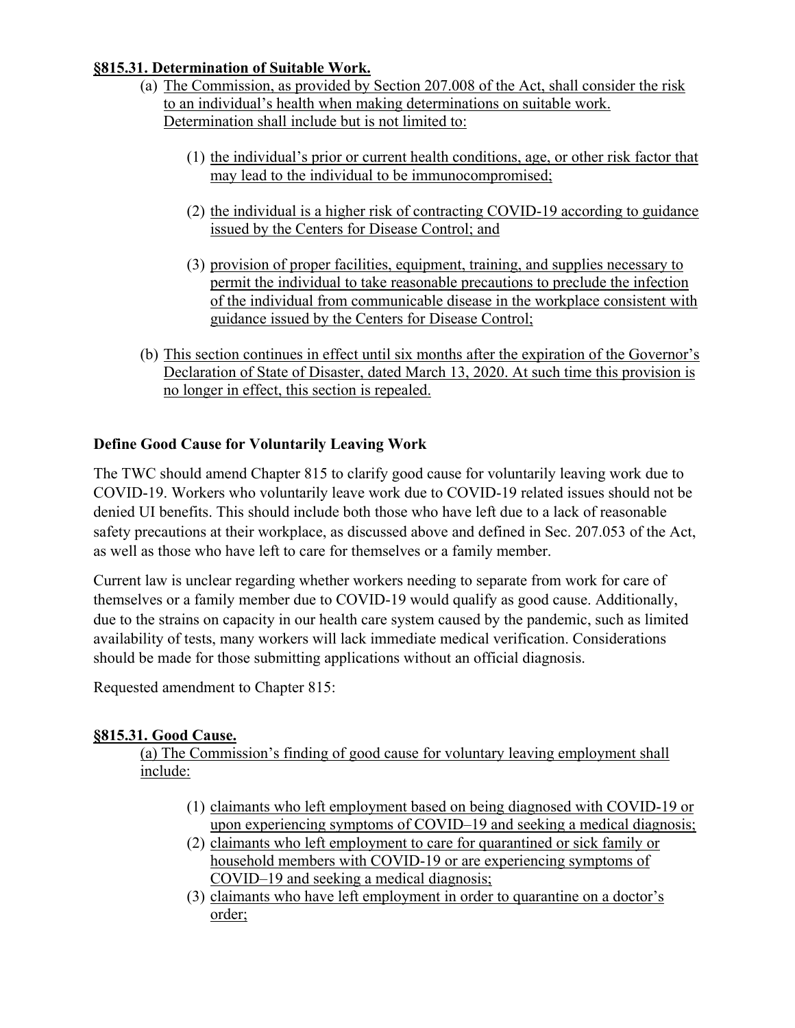**§815.31. Determination of Suitable Work.**

(a) The Commission, as provided by Section 207.008 of the Act, shall consider the risk to an individual's health when making determinations on suitable work. Determination shall include but is not limited to:

(1) the individual's prior or current health conditions, age, or other risk factor that may lead to the individual to be immunocompromised;

(2) the individual is a higher risk of contracting COVID-19 according to guidance issued by the Centers for Disease Control; and

(3) provision of proper facilities, equipment, training, and supplies necessary to permit the individual to take reasonable precautions to preclude the infection of the individual from communicable disease in the workplace consistent with guidance issued by the Centers for Disease Control;

(b) This section continues in effect until six months after the expiration of the Governor's Declaration of State of Disaster, dated March 13, 2020. At such time this provision is no longer in effect, this section is repealed.

**Define Good Cause for Voluntarily Leaving Work**

The TWC should amend Chapter 815 to clarify good cause for voluntarily leaving work due to COVID-19. Workers who voluntarily leave work due to COVID-19 related issues should not be denied UI benefits. This should include both those who have left due to a lack of reasonable safety precautions at their workplace, as discussed above and defined in Sec. 207.053 of the Act, as well as those who have left to care for themselves or a family member.

Current law is unclear regarding whether workers needing to separate from work for care of themselves or a family member due to COVID-19 would qualify as good cause. Additionally, due to the strains on capacity in our health care system caused by the pandemic, such as limited availability of tests, many workers will lack immediate medical verification. Considerations should be made for those submitting applications without an official diagnosis.

Requested amendment to Chapter 815:

**§815.31. Good Cause.**

(a) The Commission's finding of good cause for voluntary leaving employment shall include:

(1) claimants who left employment based on being diagnosed with COVID-19 or upon experiencing symptoms of COVID–19 and seeking a medical diagnosis;
(2) claimants who left employment to care for quarantined or sick family or household members with COVID-19 or are experiencing symptoms of COVID–19 and seeking a medical diagnosis;
(3) claimants who have left employment in order to quarantine on a doctor's order;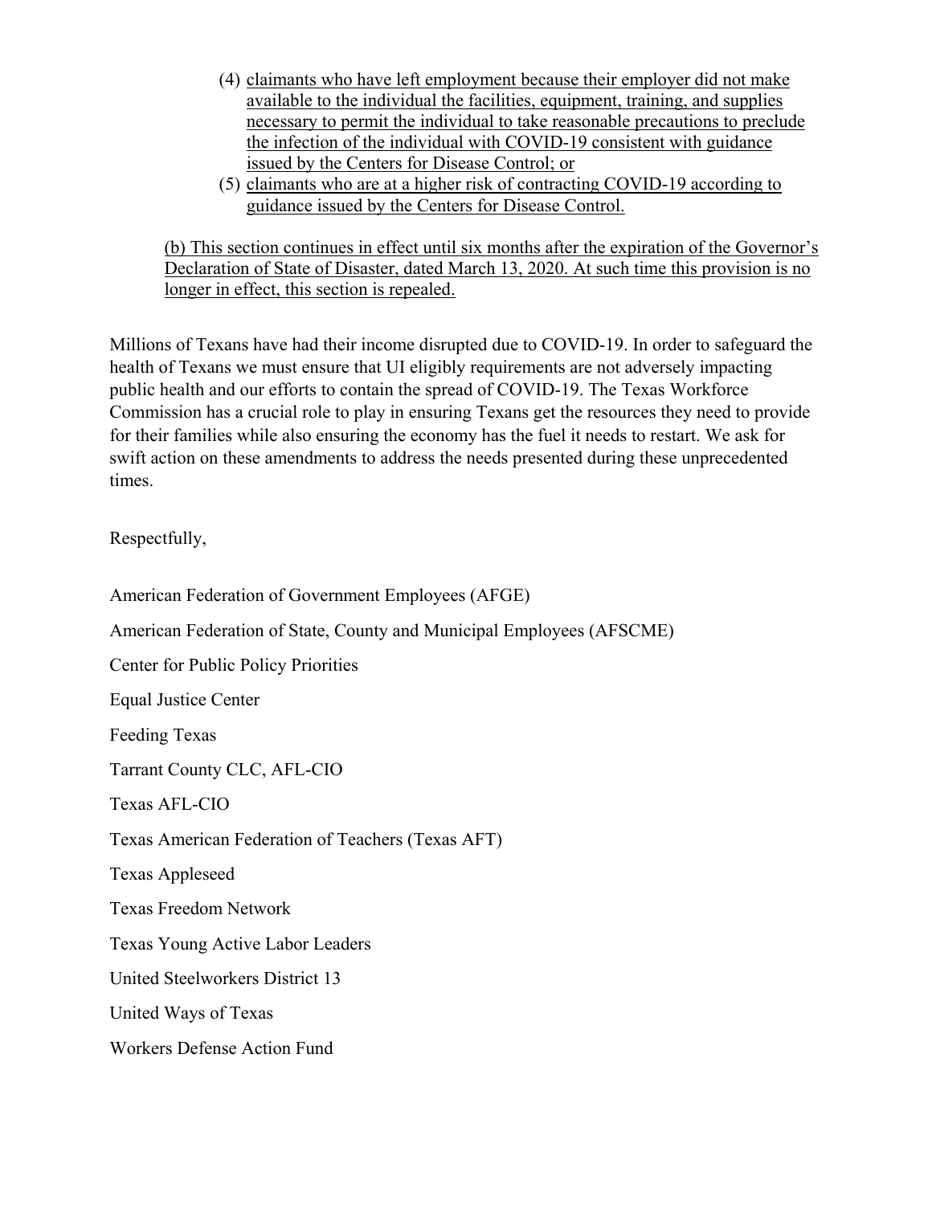(4) <u>claimants who have left employment because their employer did not make available to the individual the facilities, equipment, training, and supplies necessary to permit the individual to take reasonable precautions to preclude the infection of the individual with COVID-19 consistent with guidance issued by the Centers for Disease Control; or</u>

(5) <u>claimants who are at a higher risk of contracting COVID-19 according to guidance issued by the Centers for Disease Control.</u>

<u>(b) This section continues in effect until six months after the expiration of the Governor's Declaration of State of Disaster, dated March 13, 2020. At such time this provision is no longer in effect, this section is repealed.</u>

Millions of Texans have had their income disrupted due to COVID-19. In order to safeguard the health of Texans we must ensure that UI eligibly requirements are not adversely impacting public health and our efforts to contain the spread of COVID-19. The Texas Workforce Commission has a crucial role to play in ensuring Texans get the resources they need to provide for their families while also ensuring the economy has the fuel it needs to restart. We ask for swift action on these amendments to address the needs presented during these unprecedented times.

Respectfully,

American Federation of Government Employees (AFGE)

American Federation of State, County and Municipal Employees (AFSCME)

Center for Public Policy Priorities

Equal Justice Center

Feeding Texas

Tarrant County CLC, AFL-CIO

Texas AFL-CIO

Texas American Federation of Teachers (Texas AFT)

Texas Appleseed

Texas Freedom Network

Texas Young Active Labor Leaders

United Steelworkers District 13

United Ways of Texas

Workers Defense Action Fund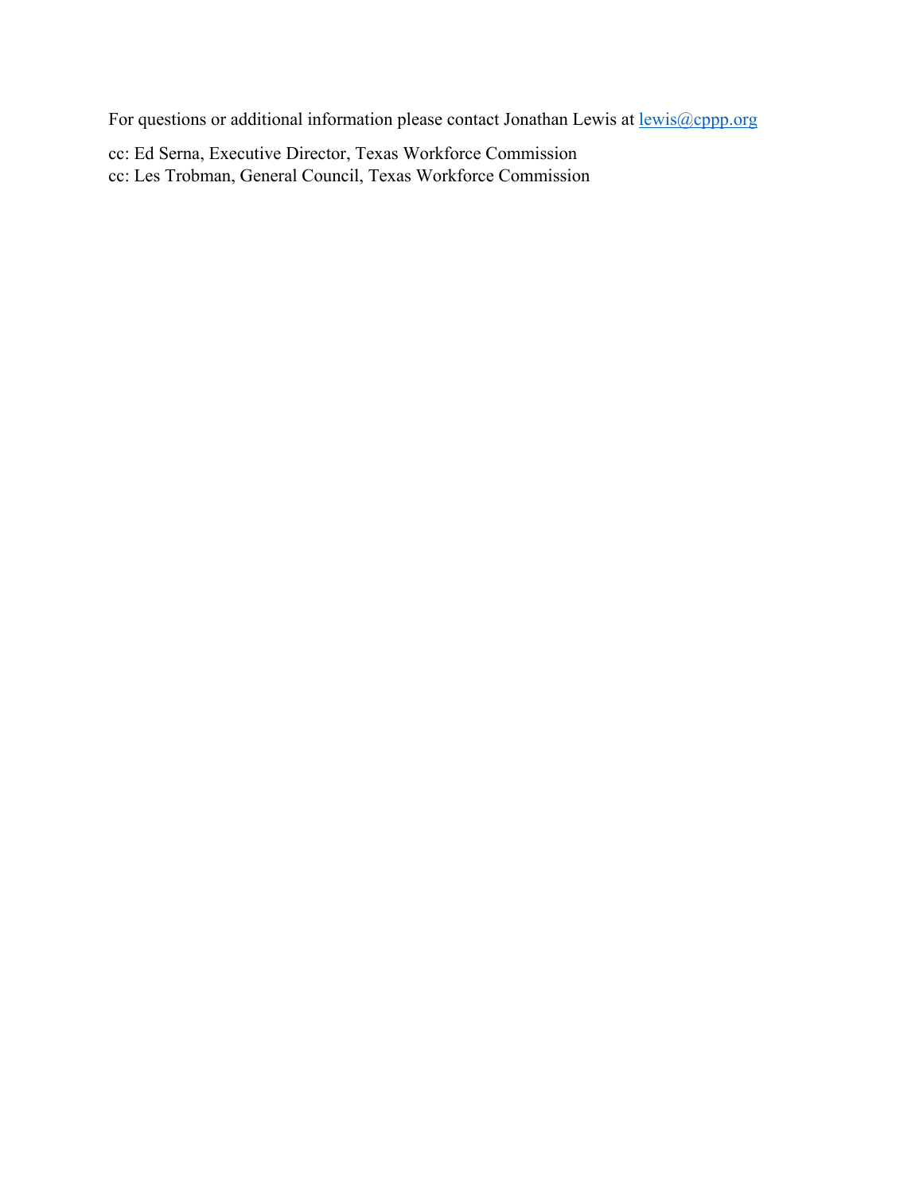For questions or additional information please contact Jonathan Lewis at lewis@cppp.org

cc: Ed Serna, Executive Director, Texas Workforce Commission
cc: Les Trobman, General Council, Texas Workforce Commission